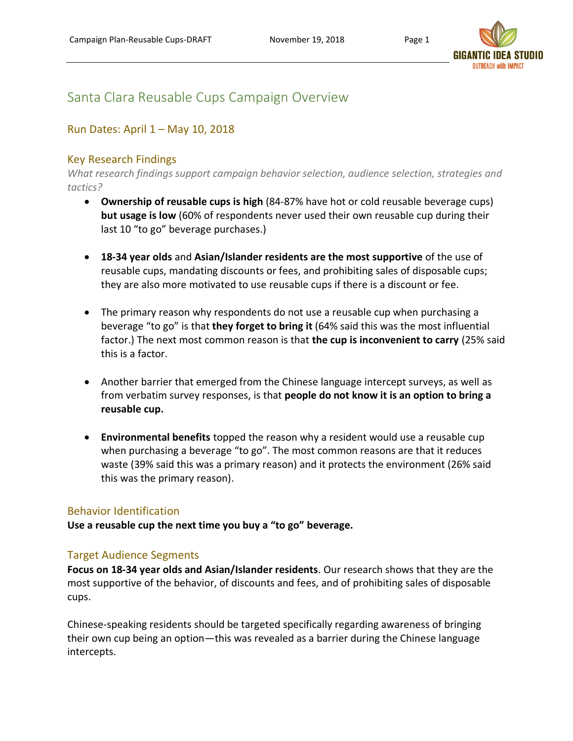# Santa Clara Reusable Cups Campaign Overview

## Run Dates: April 1 – May 10, 2018

## Key Research Findings

*What research findings support campaign behavior selection, audience selection, strategies and tactics?*

- **Ownership of reusable cups is high** (84-87% have hot or cold reusable beverage cups) **but usage is low** (60% of respondents never used their own reusable cup during their last 10 "to go" beverage purchases.)
- **18-34 year olds** and **Asian/Islander residents are the most supportive** of the use of reusable cups, mandating discounts or fees, and prohibiting sales of disposable cups; they are also more motivated to use reusable cups if there is a discount or fee.
- The primary reason why respondents do not use a reusable cup when purchasing a beverage "to go" is that **they forget to bring it** (64% said this was the most influential factor.) The next most common reason is that **the cup is inconvenient to carry** (25% said this is a factor.
- Another barrier that emerged from the Chinese language intercept surveys, as well as from verbatim survey responses, is that **people do not know it is an option to bring a reusable cup.**
- **Environmental benefits** topped the reason why a resident would use a reusable cup when purchasing a beverage "to go". The most common reasons are that it reduces waste (39% said this was a primary reason) and it protects the environment (26% said this was the primary reason).

## Behavior Identification

**Use a reusable cup the next time you buy a "to go" beverage.**

## Target Audience Segments

**Focus on 18-34 year olds and Asian/Islander residents**. Our research shows that they are the most supportive of the behavior, of discounts and fees, and of prohibiting sales of disposable cups.

Chinese-speaking residents should be targeted specifically regarding awareness of bringing their own cup being an option—this was revealed as a barrier during the Chinese language intercepts.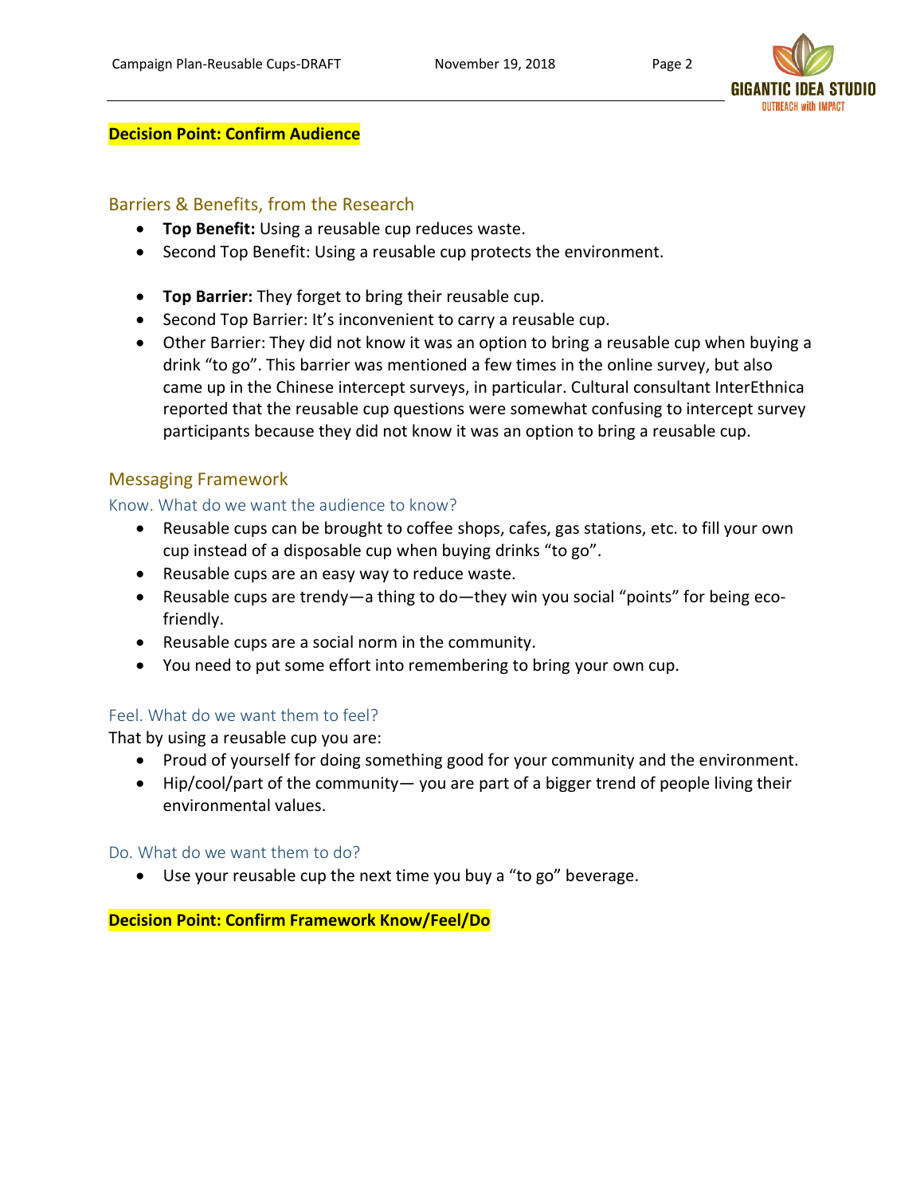**Decision Point: Confirm Audience**

## Barriers & Benefits, from the Research

- **Top Benefit:** Using a reusable cup reduces waste.
- Second Top Benefit: Using a reusable cup protects the environment.

- **Top Barrier:** They forget to bring their reusable cup.
- Second Top Barrier: It's inconvenient to carry a reusable cup.
- Other Barrier: They did not know it was an option to bring a reusable cup when buying a drink "to go". This barrier was mentioned a few times in the online survey, but also came up in the Chinese intercept surveys, in particular. Cultural consultant InterEthnica reported that the reusable cup questions were somewhat confusing to intercept survey participants because they did not know it was an option to bring a reusable cup.

## Messaging Framework

### Know. What do we want the audience to know?

- Reusable cups can be brought to coffee shops, cafes, gas stations, etc. to fill your own cup instead of a disposable cup when buying drinks "to go".
- Reusable cups are an easy way to reduce waste.
- Reusable cups are trendy—a thing to do—they win you social "points" for being eco-friendly.
- Reusable cups are a social norm in the community.
- You need to put some effort into remembering to bring your own cup.

### Feel. What do we want them to feel?

That by using a reusable cup you are:

- Proud of yourself for doing something good for your community and the environment.
- Hip/cool/part of the community— you are part of a bigger trend of people living their environmental values.

### Do. What do we want them to do?

- Use your reusable cup the next time you buy a "to go" beverage.

**Decision Point: Confirm Framework Know/Feel/Do**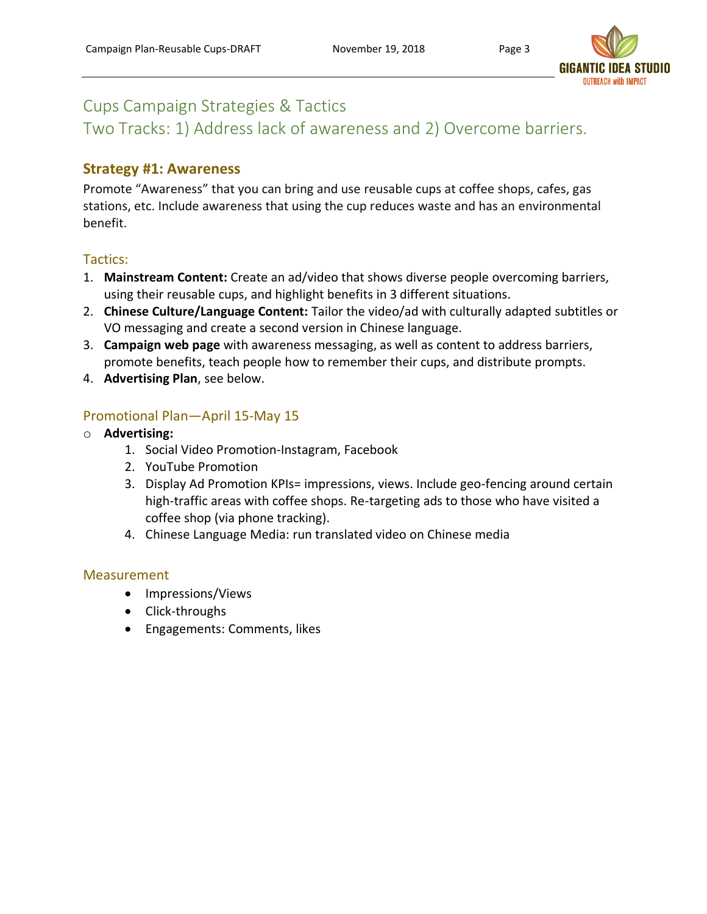## Cups Campaign Strategies & Tactics
## Two Tracks: 1) Address lack of awareness and 2) Overcome barriers.

### Strategy #1: Awareness

Promote "Awareness" that you can bring and use reusable cups at coffee shops, cafes, gas stations, etc. Include awareness that using the cup reduces waste and has an environmental benefit.

#### Tactics:

1. **Mainstream Content:** Create an ad/video that shows diverse people overcoming barriers, using their reusable cups, and highlight benefits in 3 different situations.
2. **Chinese Culture/Language Content:** Tailor the video/ad with culturally adapted subtitles or VO messaging and create a second version in Chinese language.
3. **Campaign web page** with awareness messaging, as well as content to address barriers, promote benefits, teach people how to remember their cups, and distribute prompts.
4. **Advertising Plan**, see below.

#### Promotional Plan—April 15-May 15

- **Advertising:**
    1. Social Video Promotion-Instagram, Facebook
    2. YouTube Promotion
    3. Display Ad Promotion KPIs= impressions, views. Include geo-fencing around certain high-traffic areas with coffee shops. Re-targeting ads to those who have visited a coffee shop (via phone tracking).
    4. Chinese Language Media: run translated video on Chinese media

#### Measurement

- Impressions/Views
- Click-throughs
- Engagements: Comments, likes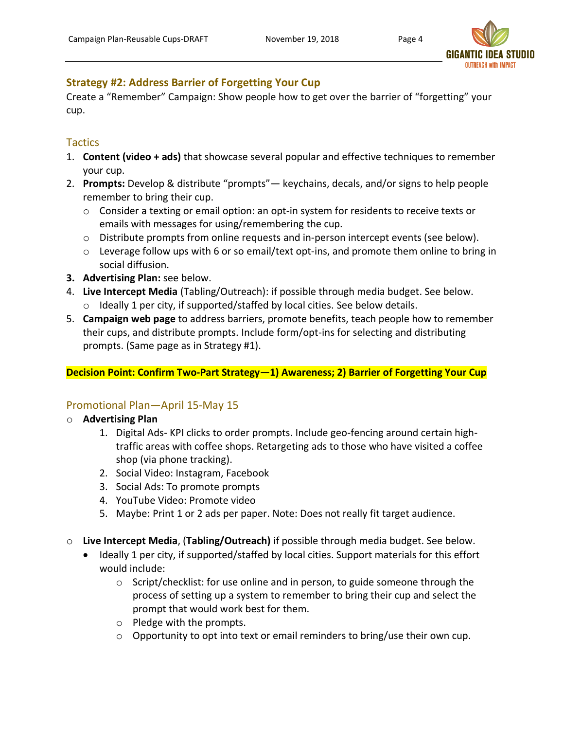## Strategy #2: Address Barrier of Forgetting Your Cup

Create a "Remember" Campaign: Show people how to get over the barrier of "forgetting" your cup.

### Tactics

1. **Content (video + ads)** that showcase several popular and effective techniques to remember your cup.
2. **Prompts:** Develop & distribute "prompts"— keychains, decals, and/or signs to help people remember to bring their cup.
   - Consider a texting or email option: an opt-in system for residents to receive texts or emails with messages for using/remembering the cup.
   - Distribute prompts from online requests and in-person intercept events (see below).
   - Leverage follow ups with 6 or so email/text opt-ins, and promote them online to bring in social diffusion.
3. **Advertising Plan:** see below.
4. **Live Intercept Media** (Tabling/Outreach): if possible through media budget. See below.
   - Ideally 1 per city, if supported/staffed by local cities. See below details.
5. **Campaign web page** to address barriers, promote benefits, teach people how to remember their cups, and distribute prompts. Include form/opt-ins for selecting and distributing prompts. (Same page as in Strategy #1).

**Decision Point: Confirm Two-Part Strategy—1) Awareness; 2) Barrier of Forgetting Your Cup**

### Promotional Plan—April 15-May 15

- **Advertising Plan**
  1. Digital Ads- KPI clicks to order prompts. Include geo-fencing around certain high-traffic areas with coffee shops. Retargeting ads to those who have visited a coffee shop (via phone tracking).
  2. Social Video: Instagram, Facebook
  3. Social Ads: To promote prompts
  4. YouTube Video: Promote video
  5. Maybe: Print 1 or 2 ads per paper. Note: Does not really fit target audience.

- **Live Intercept Media**, (**Tabling/Outreach)** if possible through media budget. See below.
  - Ideally 1 per city, if supported/staffed by local cities. Support materials for this effort would include:
    - Script/checklist: for use online and in person, to guide someone through the process of setting up a system to remember to bring their cup and select the prompt that would work best for them.
    - Pledge with the prompts.
    - Opportunity to opt into text or email reminders to bring/use their own cup.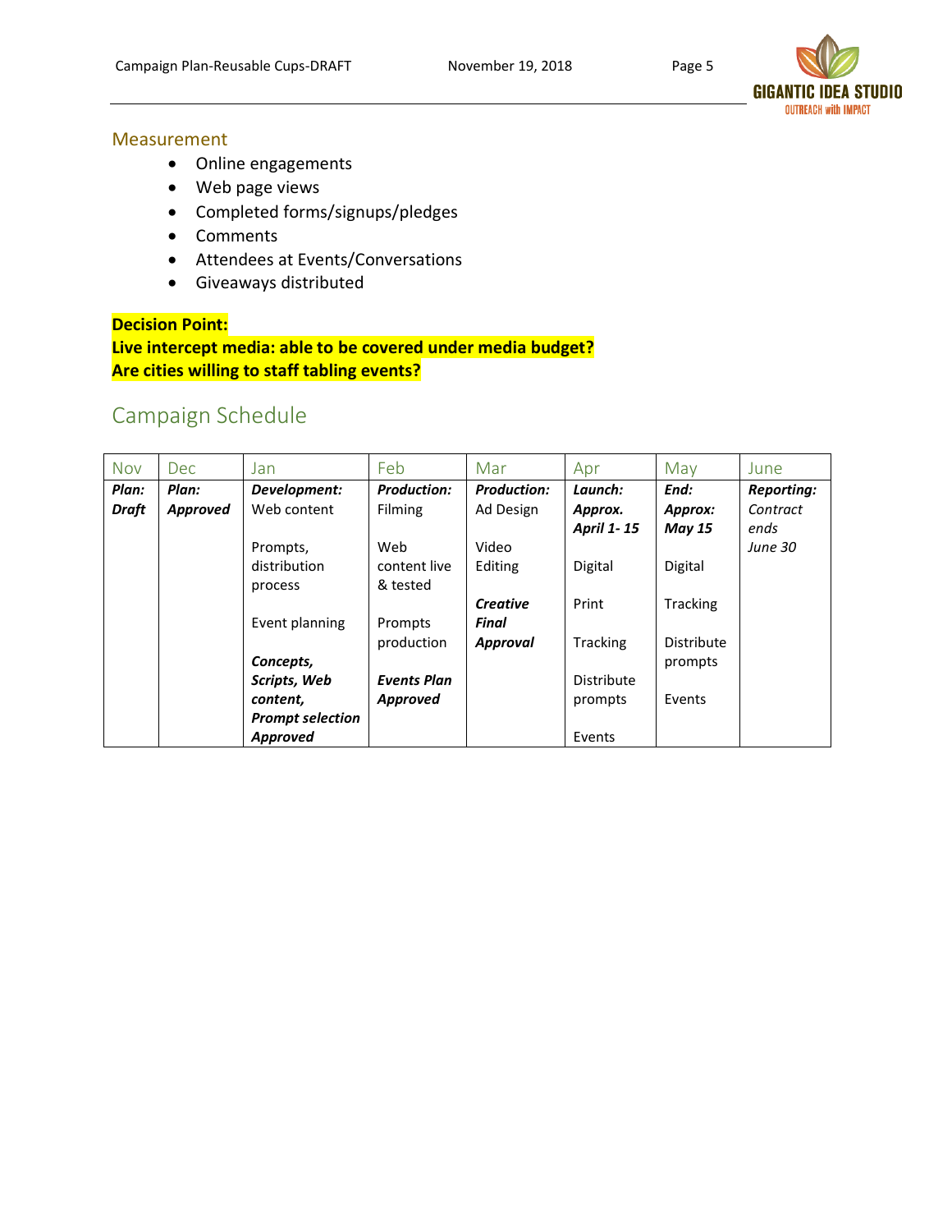## Measurement

- Online engagements
- Web page views
- Completed forms/signups/pledges
- Comments
- Attendees at Events/Conversations
- Giveaways distributed

**Decision Point:**
**Live intercept media: able to be covered under media budget?**
**Are cities willing to staff tabling events?**

## Campaign Schedule

| Nov | Dec | Jan | Feb | Mar | Apr | May | June |
|---|---|---|---|---|---|---|---|
| ***Plan: Draft*** | ***Plan: Approved*** | ***Development:*** Web content<br><br>Prompts, distribution process<br><br>Event planning<br><br>***Concepts, Scripts, Web content, Prompt selection Approved*** | ***Production:*** Filming<br><br>Web content live & tested<br><br>Prompts production<br><br>***Events Plan Approved*** | ***Production:*** Ad Design<br><br>Video Editing<br><br>***Creative Final Approval*** | ***Launch: Approx. April 1- 15***<br><br>Digital<br><br>Print<br><br>Tracking<br><br>Distribute prompts<br><br>Events | ***End: Approx: May 15***<br><br>Digital<br><br>Tracking<br><br>Distribute prompts<br><br>Events | ***Reporting:*** *Contract ends June 30* |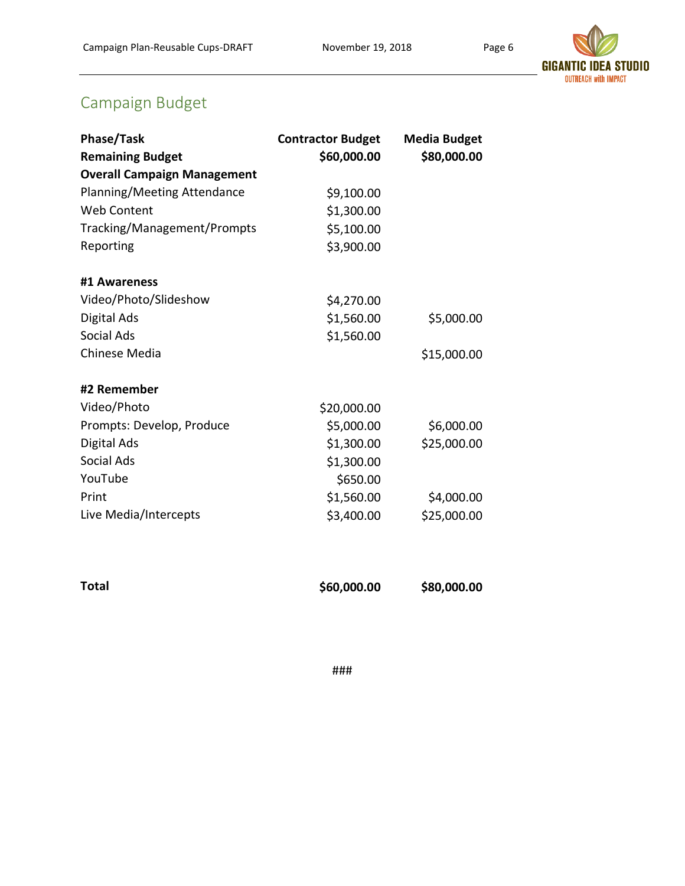## Campaign Budget

| Phase/Task | Contractor Budget | Media Budget |
|---|---|---|
| **Remaining Budget** | **$60,000.00** | **$80,000.00** |
| **Overall Campaign Management** | | |
| Planning/Meeting Attendance | $9,100.00 | |
| Web Content | $1,300.00 | |
| Tracking/Management/Prompts | $5,100.00 | |
| Reporting | $3,900.00 | |
| | | |
| **#1 Awareness** | | |
| Video/Photo/Slideshow | $4,270.00 | |
| Digital Ads | $1,560.00 | $5,000.00 |
| Social Ads | $1,560.00 | |
| Chinese Media | | $15,000.00 |
| | | |
| **#2 Remember** | | |
| Video/Photo | $20,000.00 | |
| Prompts: Develop, Produce | $5,000.00 | $6,000.00 |
| Digital Ads | $1,300.00 | $25,000.00 |
| Social Ads | $1,300.00 | |
| YouTube | $650.00 | |
| Print | $1,560.00 | $4,000.00 |
| Live Media/Intercepts | $3,400.00 | $25,000.00 |
| | | |
| **Total** | **$60,000.00** | **$80,000.00** |

###